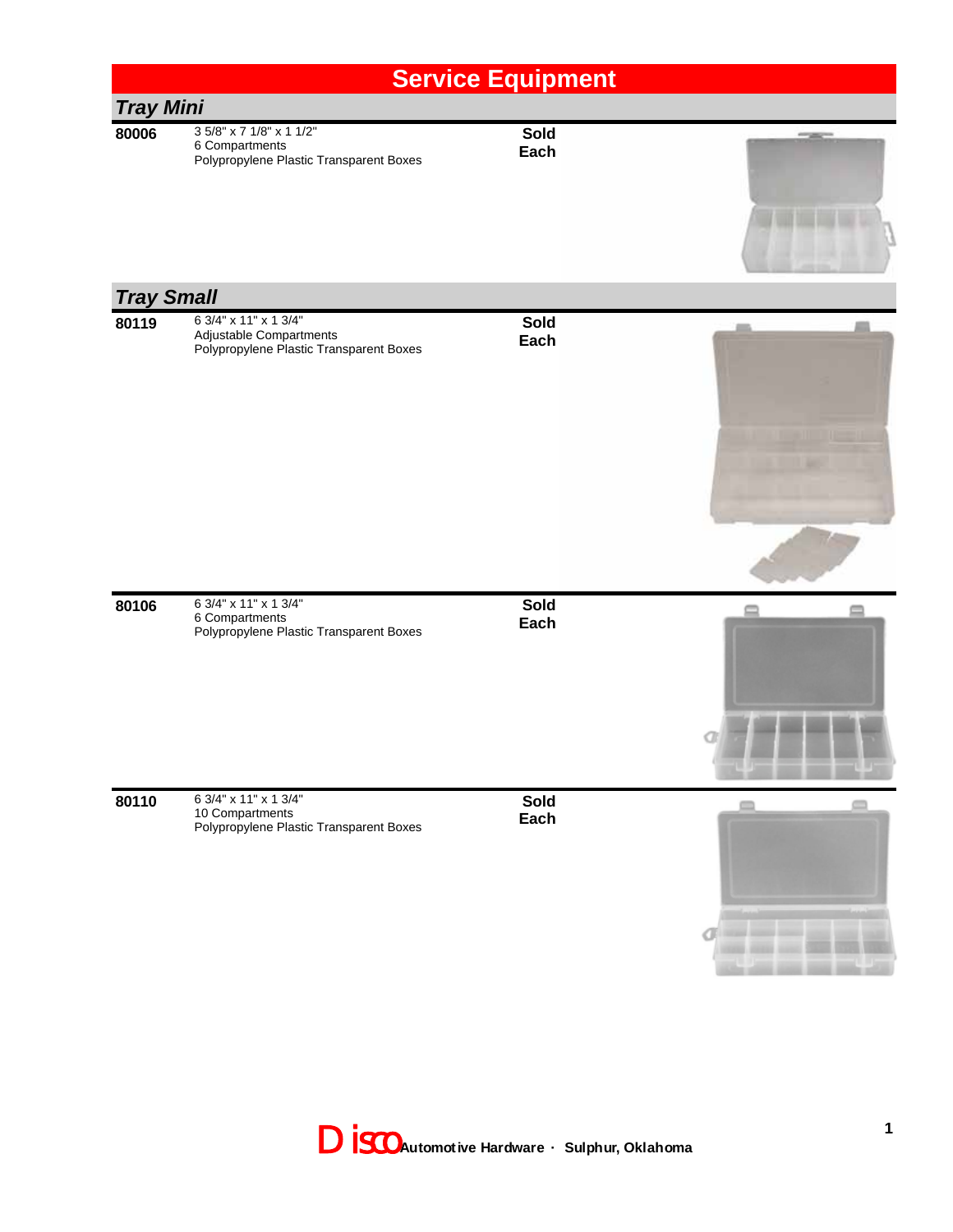# Service Equipment

## Tray Mini

| Item | Description | |
|---|---|---|
| **80006** | 3 5/8" x 7 1/8" x 1 1/2"<br>6 Compartments<br>Polypropylene Plastic Transparent Boxes | **Sold Each** |

## Tray Small

| Item | Description | |
|---|---|---|
| **80119** | 6 3/4" x 11" x 1 3/4"<br>Adjustable Compartments<br>Polypropylene Plastic Transparent Boxes | **Sold Each** |
| **80106** | 6 3/4" x 11" x 1 3/4"<br>6 Compartments<br>Polypropylene Plastic Transparent Boxes | **Sold Each** |
| **80110** | 6 3/4" x 11" x 1 3/4"<br>10 Compartments<br>Polypropylene Plastic Transparent Boxes | **Sold Each** |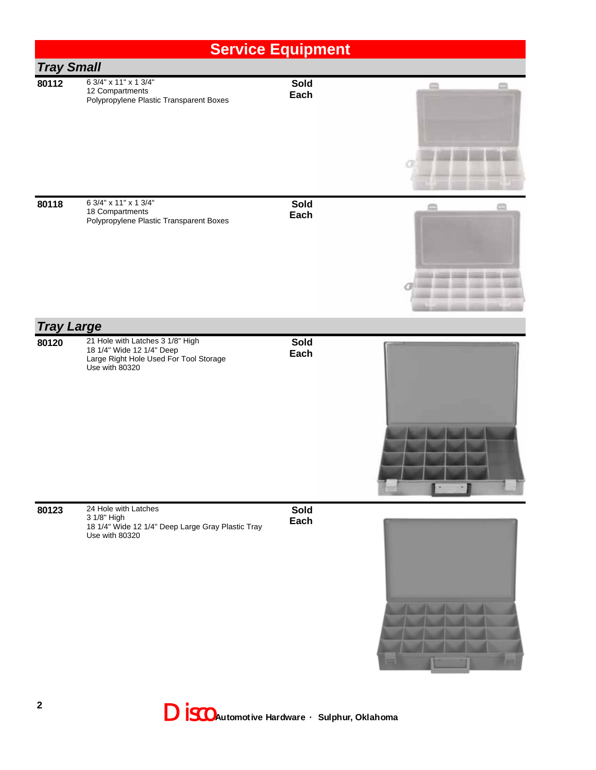# Service Equipment

## Tray Small

**80112** — 6 3/4" x 11" x 1 3/4"
12 Compartments
Polypropylene Plastic Transparent Boxes

**Sold Each**

**80118** — 6 3/4" x 11" x 1 3/4"
18 Compartments
Polypropylene Plastic Transparent Boxes

**Sold Each**

## Tray Large

**80120** — 21 Hole with Latches 3 1/8" High
18 1/4" Wide 12 1/4" Deep
Large Right Hole Used For Tool Storage
Use with 80320

**Sold Each**

**80123** — 24 Hole with Latches
3 1/8" High
18 1/4" Wide 12 1/4" Deep Large Gray Plastic Tray
Use with 80320

**Sold Each**

Disco Automotive Hardware · Sulphur, Oklahoma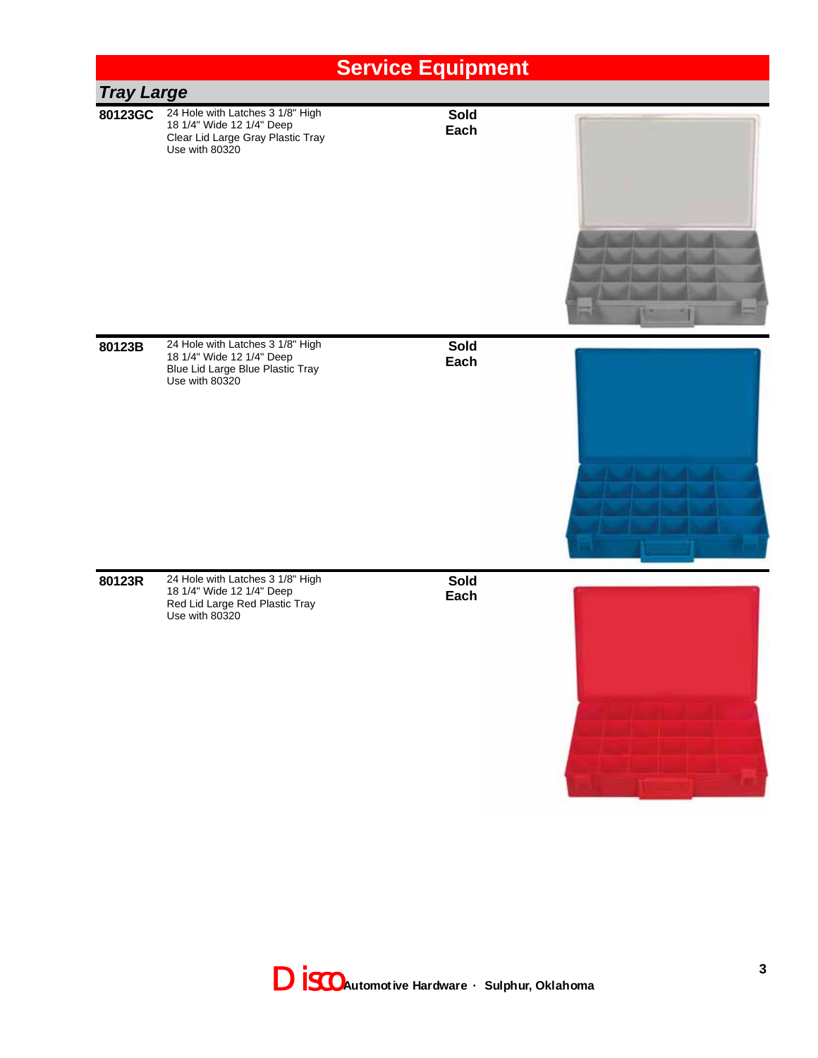# Service Equipment

## Tray Large

**80123GC** 24 Hole with Latches 3 1/8" High
18 1/4" Wide 12 1/4" Deep
Clear Lid Large Gray Plastic Tray
Use with 80320

**Sold Each**

**80123B** 24 Hole with Latches 3 1/8" High
18 1/4" Wide 12 1/4" Deep
Blue Lid Large Blue Plastic Tray
Use with 80320

**Sold Each**

**80123R** 24 Hole with Latches 3 1/8" High
18 1/4" Wide 12 1/4" Deep
Red Lid Large Red Plastic Tray
Use with 80320

**Sold Each**

Disco Automotive Hardware · Sulphur, Oklahoma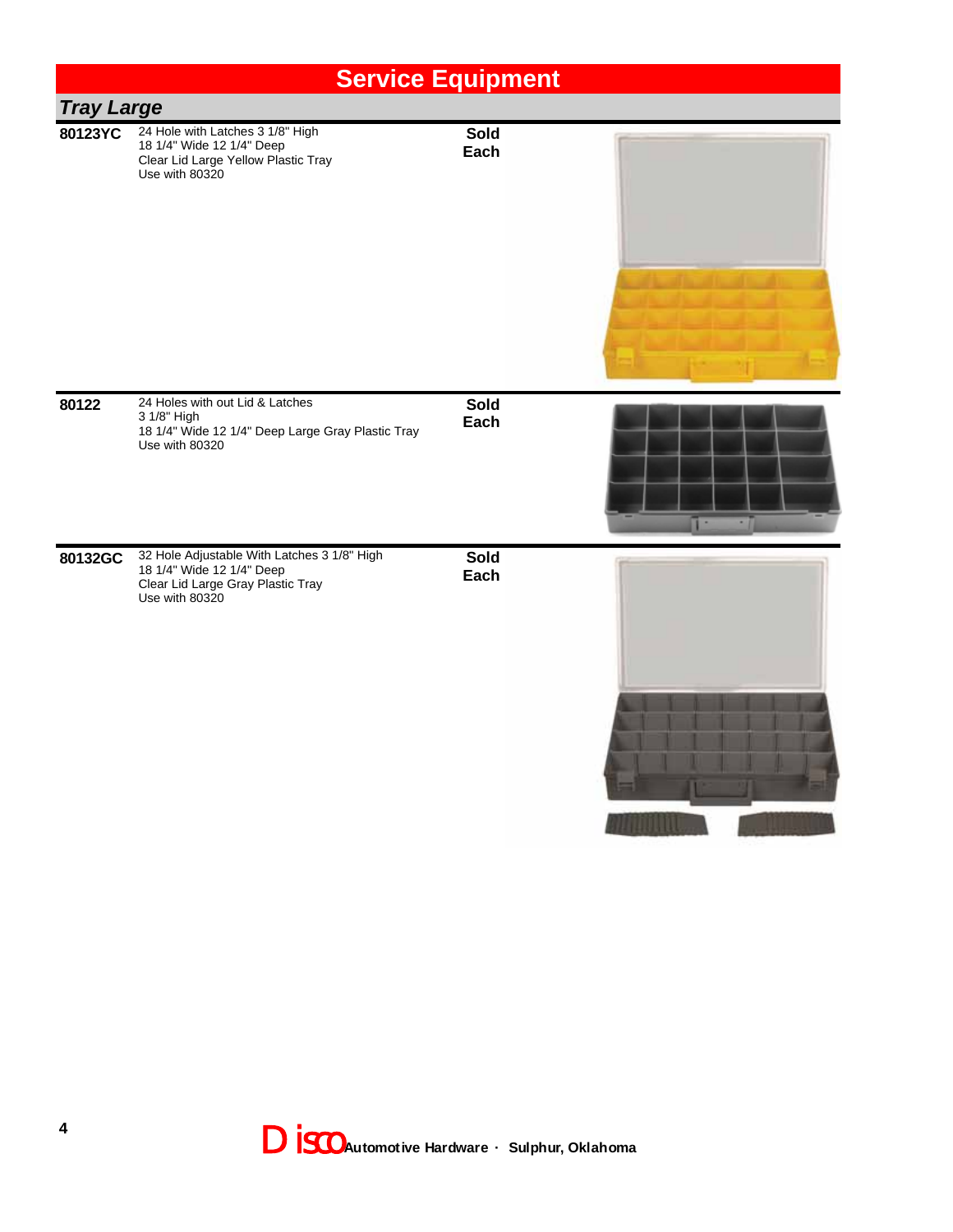# Service Equipment

## Tray Large

| Part # | Description | Sold |
|---|---|---|
| **80123YC** | 24 Hole with Latches 3 1/8" High<br>18 1/4" Wide 12 1/4" Deep<br>Clear Lid Large Yellow Plastic Tray<br>Use with 80320 | **Sold Each** |
| **80122** | 24 Holes with out Lid & Latches<br>3 1/8" High<br>18 1/4" Wide 12 1/4" Deep Large Gray Plastic Tray<br>Use with 80320 | **Sold Each** |
| **80132GC** | 32 Hole Adjustable With Latches 3 1/8" High<br>18 1/4" Wide 12 1/4" Deep<br>Clear Lid Large Gray Plastic Tray<br>Use with 80320 | **Sold Each** |

Disco **Automotive Hardware · Sulphur, Oklahoma**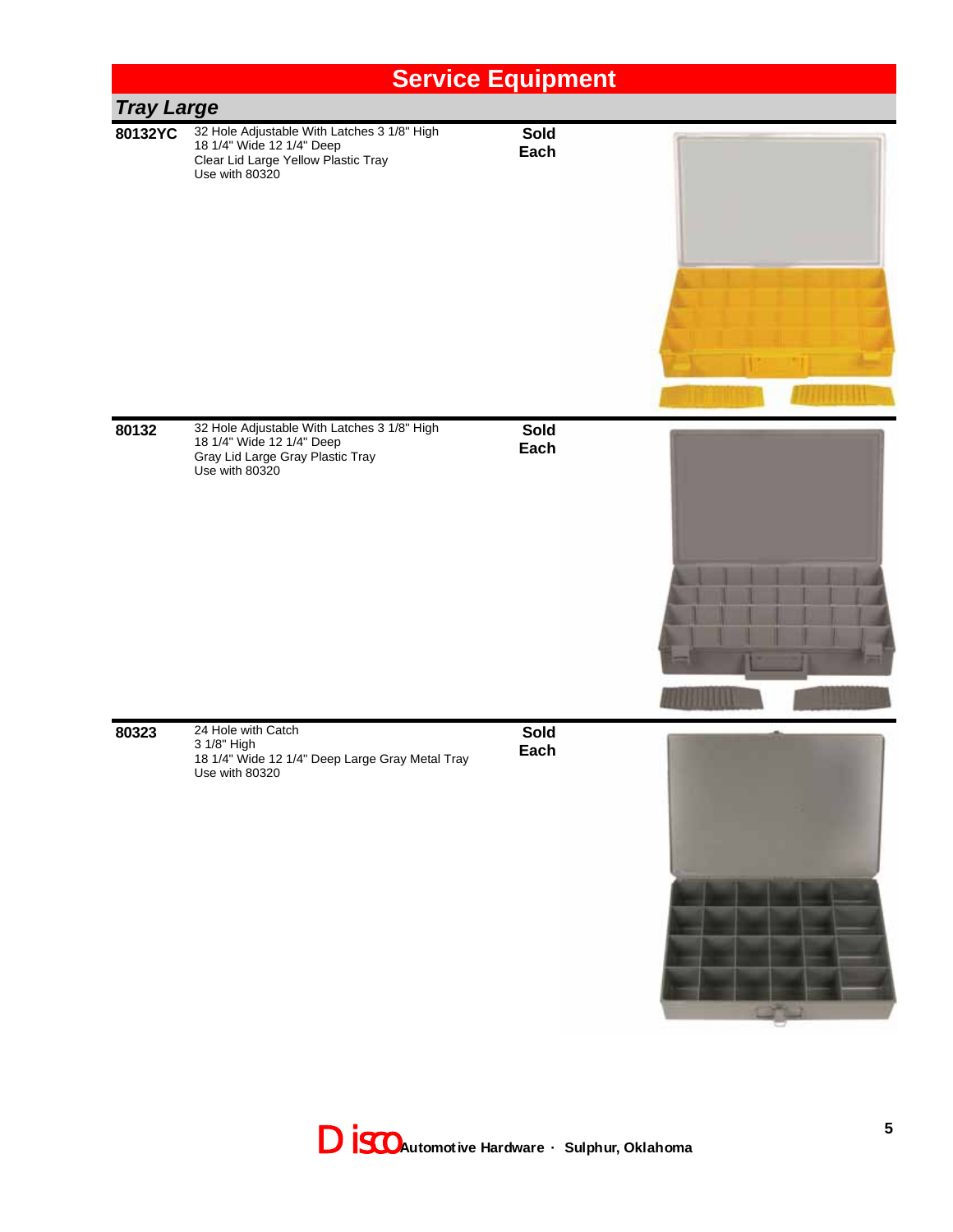# Service Equipment

## *Tray Large*

| Part # | Description | |
|---|---|---|
| **80132YC** | 32 Hole Adjustable With Latches 3 1/8" High<br>18 1/4" Wide 12 1/4" Deep<br>Clear Lid Large Yellow Plastic Tray<br>Use with 80320 | **Sold Each** |
| **80132** | 32 Hole Adjustable With Latches 3 1/8" High<br>18 1/4" Wide 12 1/4" Deep<br>Gray Lid Large Gray Plastic Tray<br>Use with 80320 | **Sold Each** |
| **80323** | 24 Hole with Catch<br>3 1/8" High<br>18 1/4" Wide 12 1/4" Deep Large Gray Metal Tray<br>Use with 80320 | **Sold Each** |

Disco Automotive Hardware · Sulphur, Oklahoma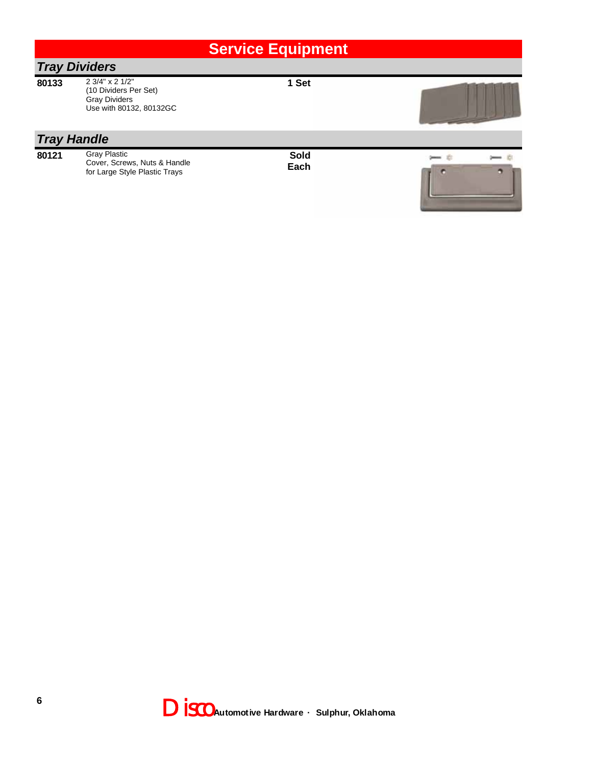# Service Equipment

## Tray Dividers

| | | |
|---|---|---|
| **80133** | 2 3/4" x 2 1/2"<br>(10 Dividers Per Set)<br>Gray Dividers<br>Use with 80132, 80132GC | **1 Set** |

## Tray Handle

| | | |
|---|---|---|
| **80121** | Gray Plastic<br>Cover, Screws, Nuts & Handle<br>for Large Style Plastic Trays | **Sold Each** |

Disco Automotive Hardware · Sulphur, Oklahoma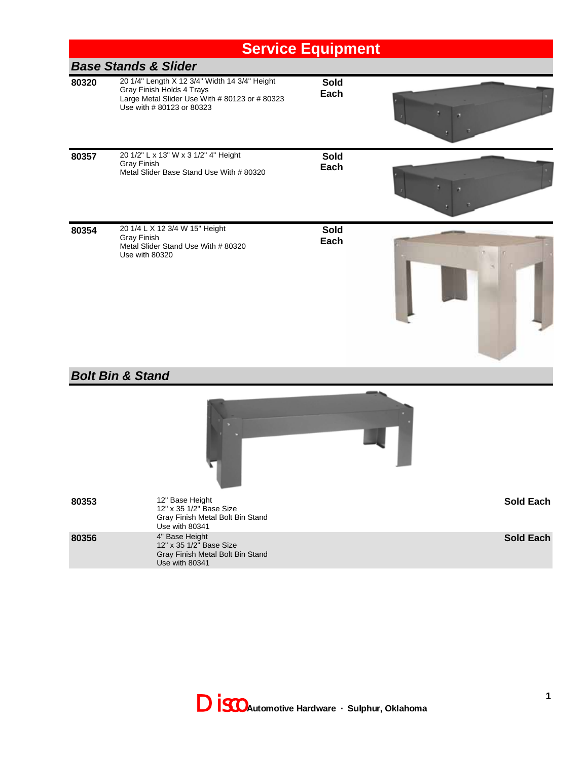# Service Equipment

## Base Stands & Slider

| Item | Description | Sold |
|---|---|---|
| **80320** | 20 1/4" Length X 12 3/4" Width 14 3/4" Height<br>Gray Finish Holds 4 Trays<br>Large Metal Slider Use With # 80123 or # 80323<br>Use with # 80123 or 80323 | **Sold Each** |
| **80357** | 20 1/2" L x 13" W x 3 1/2" 4" Height<br>Gray Finish<br>Metal Slider Base Stand Use With # 80320 | **Sold Each** |
| **80354** | 20 1/4 L X 12 3/4 W 15" Height<br>Gray Finish<br>Metal Slider Stand Use With # 80320<br>Use with 80320 | **Sold Each** |

## Bolt Bin & Stand

| Item | Description | Sold |
|---|---|---|
| **80353** | 12" Base Height<br>12" x 35 1/2" Base Size<br>Gray Finish Metal Bolt Bin Stand<br>Use with 80341 | **Sold Each** |
| **80356** | 4" Base Height<br>12" x 35 1/2" Base Size<br>Gray Finish Metal Bolt Bin Stand<br>Use with 80341 | **Sold Each** |

Disco Automotive Hardware · Sulphur, Oklahoma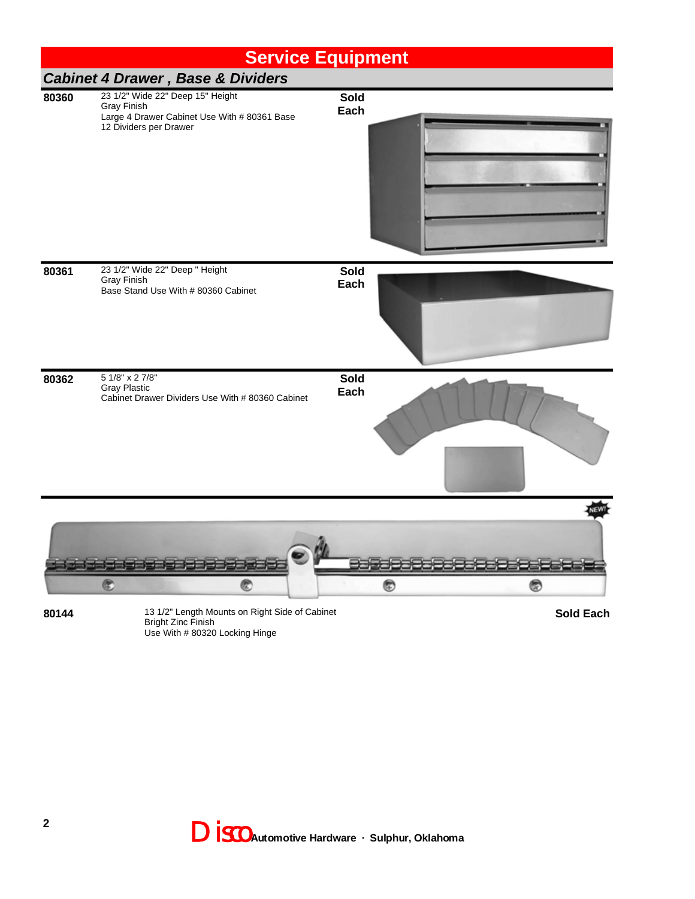# Service Equipment

## *Cabinet 4 Drawer , Base & Dividers*

**80360**
23 1/2" Wide 22" Deep 15" Height
Gray Finish
Large 4 Drawer Cabinet Use With # 80361 Base
12 Dividers per Drawer
**Sold Each**

**80361**
23 1/2" Wide 22" Deep " Height
Gray Finish
Base Stand Use With # 80360 Cabinet
**Sold Each**

**80362**
5 1/8" x 2 7/8"
Gray Plastic
Cabinet Drawer Dividers Use With # 80360 Cabinet
**Sold Each**

NEW!

**80144**
13 1/2" Length Mounts on Right Side of Cabinet
Bright Zinc Finish
Use With # 80320 Locking Hinge
**Sold Each**

Disco Automotive Hardware · Sulphur, Oklahoma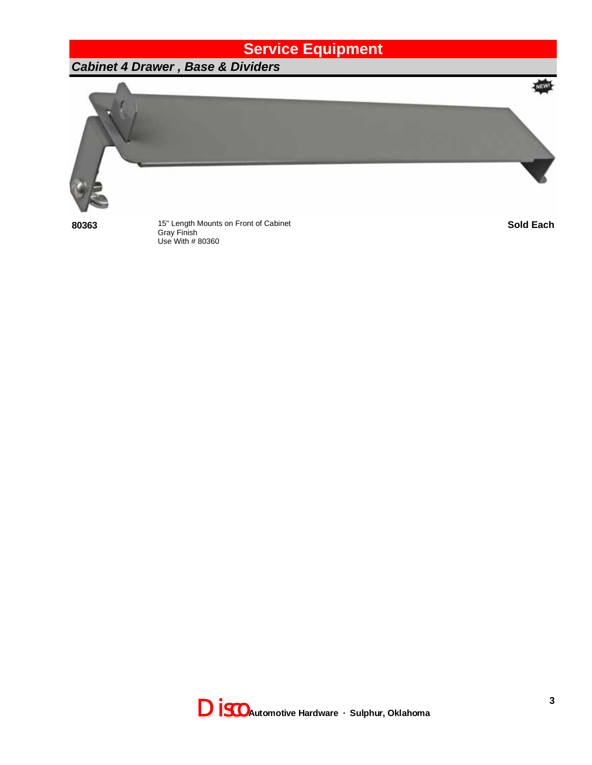# Service Equipment

## *Cabinet 4 Drawer , Base & Dividers*

| | | |
|---|---|---|
| **80363** | 15" Length Mounts on Front of Cabinet<br>Gray Finish<br>Use With # 80360 | **Sold Each** |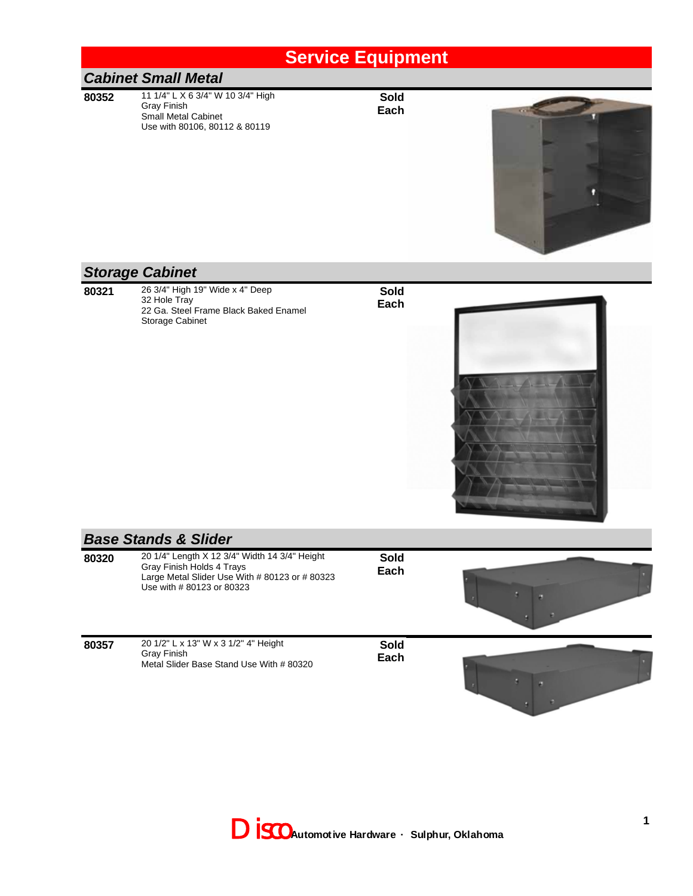# Service Equipment

## Cabinet Small Metal

| | | |
|---|---|---|
| **80352** | 11 1/4" L X 6 3/4" W 10 3/4" High<br>Gray Finish<br>Small Metal Cabinet<br>Use with 80106, 80112 & 80119 | **Sold Each** |

## Storage Cabinet

| | | |
|---|---|---|
| **80321** | 26 3/4" High 19" Wide x 4" Deep<br>32 Hole Tray<br>22 Ga. Steel Frame Black Baked Enamel<br>Storage Cabinet | **Sold Each** |

## Base Stands & Slider

| | | |
|---|---|---|
| **80320** | 20 1/4" Length X 12 3/4" Width 14 3/4" Height<br>Gray Finish Holds 4 Trays<br>Large Metal Slider Use With # 80123 or # 80323<br>Use with # 80123 or 80323 | **Sold Each** |
| **80357** | 20 1/2" L x 13" W x 3 1/2" 4" Height<br>Gray Finish<br>Metal Slider Base Stand Use With # 80320 | **Sold Each** |

Disco Automotive Hardware · Sulphur, Oklahoma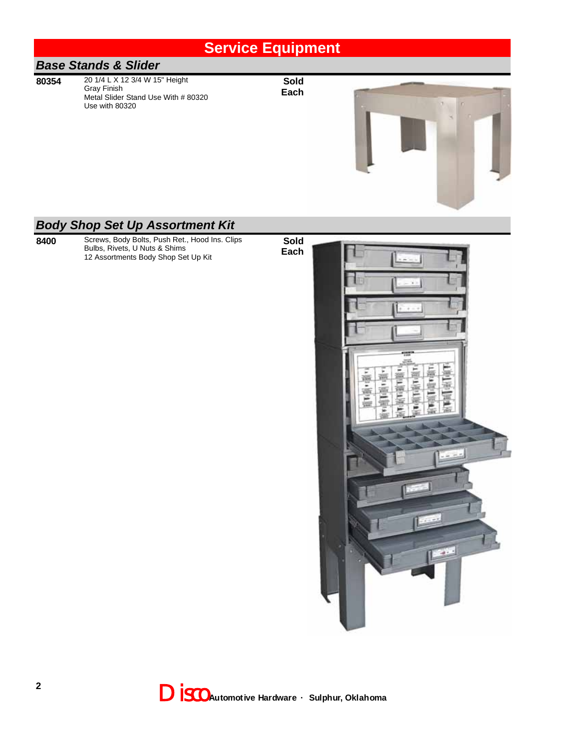# Service Equipment

## Base Stands & Slider

| Part # | Description | |
|---|---|---|
| 80354 | 20 1/4 L X 12 3/4 W 15" Height<br>Gray Finish<br>Metal Slider Stand Use With # 80320<br>Use with 80320 | Sold Each |

## Body Shop Set Up Assortment Kit

| Part # | Description | |
|---|---|---|
| 8400 | Screws, Body Bolts, Push Ret., Hood Ins. Clips<br>Bulbs, Rivets, U Nuts & Shims<br>12 Assortments Body Shop Set Up Kit | Sold Each |

Disco Automotive Hardware · Sulphur, Oklahoma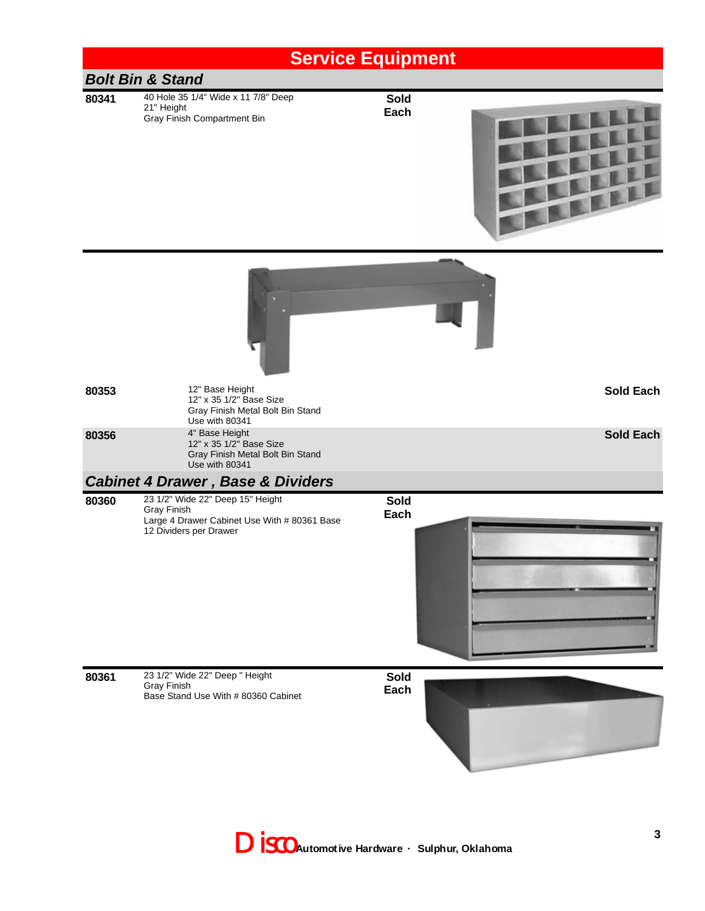# Service Equipment

## *Bolt Bin & Stand*

**80341** 40 Hole 35 1/4" Wide x 11 7/8" Deep
21" Height
Gray Finish Compartment Bin

**Sold Each**

**80353** 12" Base Height
12" x 35 1/2" Base Size
Gray Finish Metal Bolt Bin Stand
Use with 80341

**Sold Each**

**80356** 4" Base Height
12" x 35 1/2" Base Size
Gray Finish Metal Bolt Bin Stand
Use with 80341

**Sold Each**

## *Cabinet 4 Drawer , Base & Dividers*

**80360** 23 1/2" Wide 22" Deep 15" Height
Gray Finish
Large 4 Drawer Cabinet Use With # 80361 Base
12 Dividers per Drawer

**Sold Each**

**80361** 23 1/2" Wide 22" Deep " Height
Gray Finish
Base Stand Use With # 80360 Cabinet

**Sold Each**

Disco Automotive Hardware · Sulphur, Oklahoma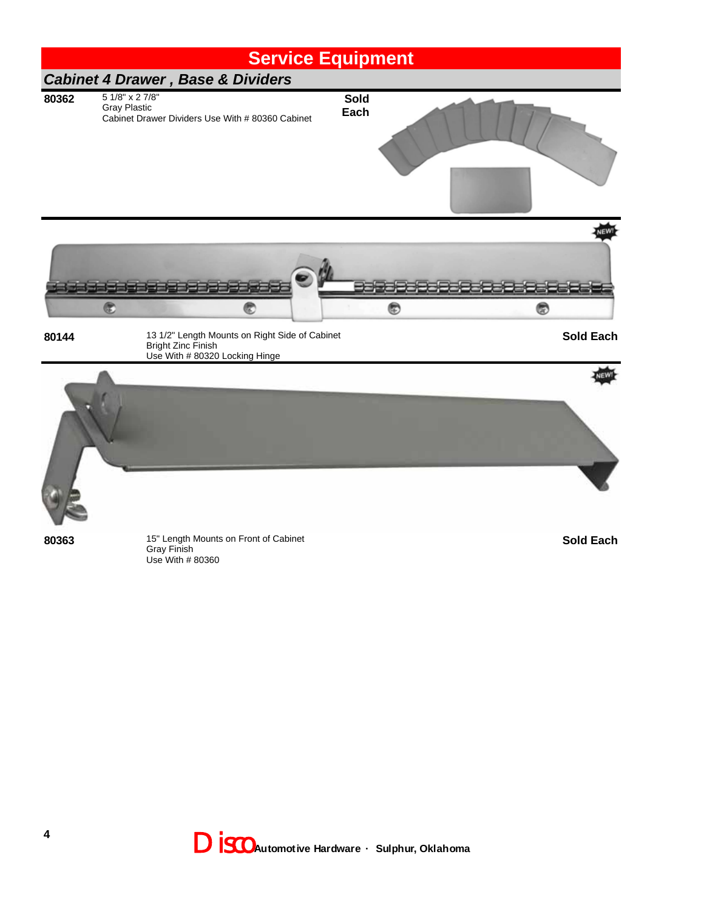# Service Equipment

## Cabinet 4 Drawer , Base & Dividers

**80362** — 5 1/8" x 2 7/8"
Gray Plastic
Cabinet Drawer Dividers Use With # 80360 Cabinet

**Sold Each**

NEW!

**80144** — 13 1/2" Length Mounts on Right Side of Cabinet
Bright Zinc Finish
Use With # 80320 Locking Hinge

**Sold Each**

NEW!

**80363** — 15" Length Mounts on Front of Cabinet
Gray Finish
Use With # 80360

**Sold Each**

Disco Automotive Hardware · Sulphur, Oklahoma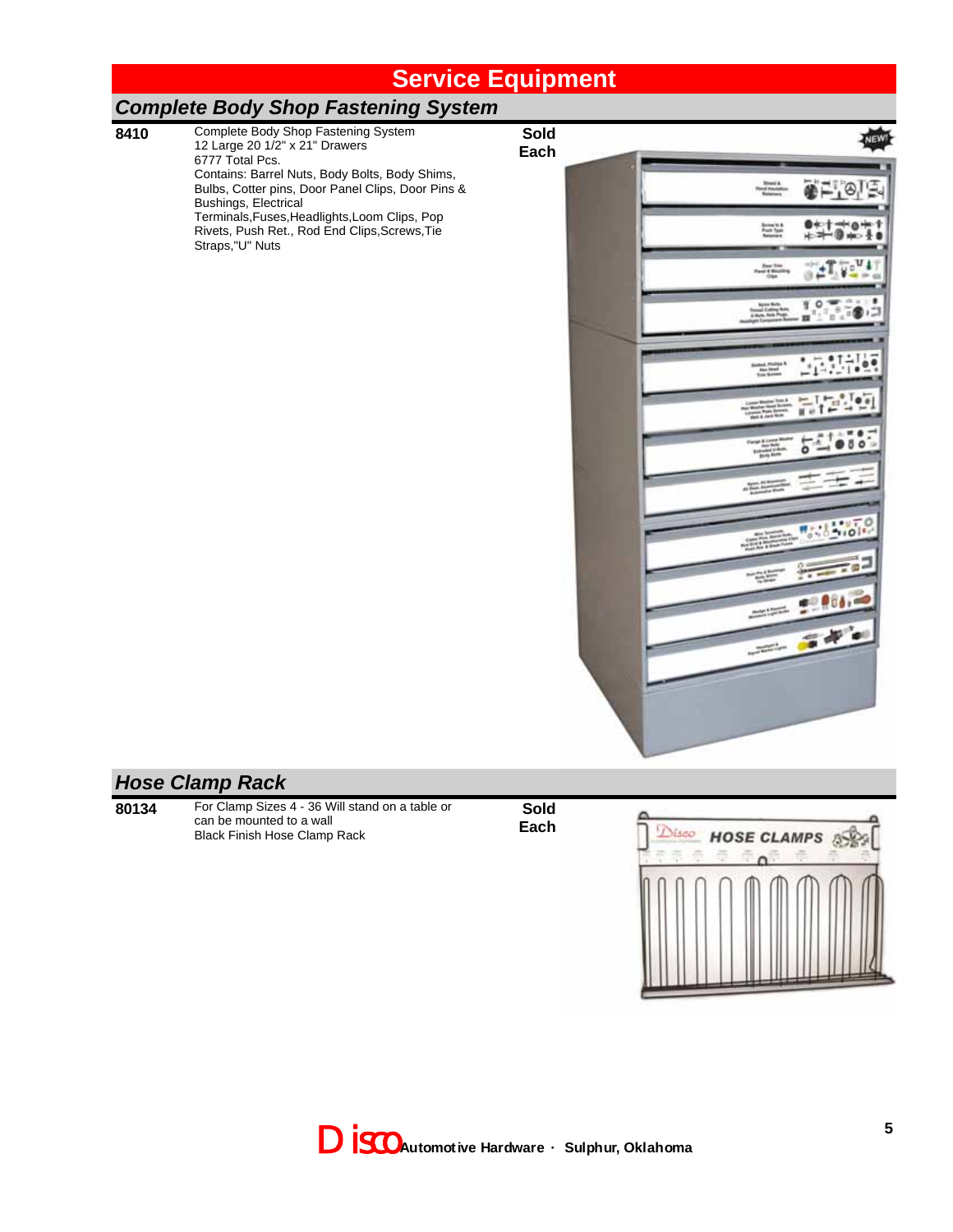# Service Equipment

## Complete Body Shop Fastening System

| | | |
|---|---|---|
| **8410** | Complete Body Shop Fastening System<br>12 Large 20 1/2" x 21" Drawers<br>6777 Total Pcs.<br>Contains: Barrel Nuts, Body Bolts, Body Shims, Bulbs, Cotter pins, Door Panel Clips, Door Pins & Bushings, Electrical Terminals,Fuses,Headlights,Loom Clips, Pop Rivets, Push Ret., Rod End Clips,Screws,Tie Straps,"U" Nuts | **Sold Each** |

## Hose Clamp Rack

| | | |
|---|---|---|
| **80134** | For Clamp Sizes 4 - 36 Will stand on a table or can be mounted to a wall<br>Black Finish Hose Clamp Rack | **Sold Each** |

Disco Automotive Hardware · Sulphur, Oklahoma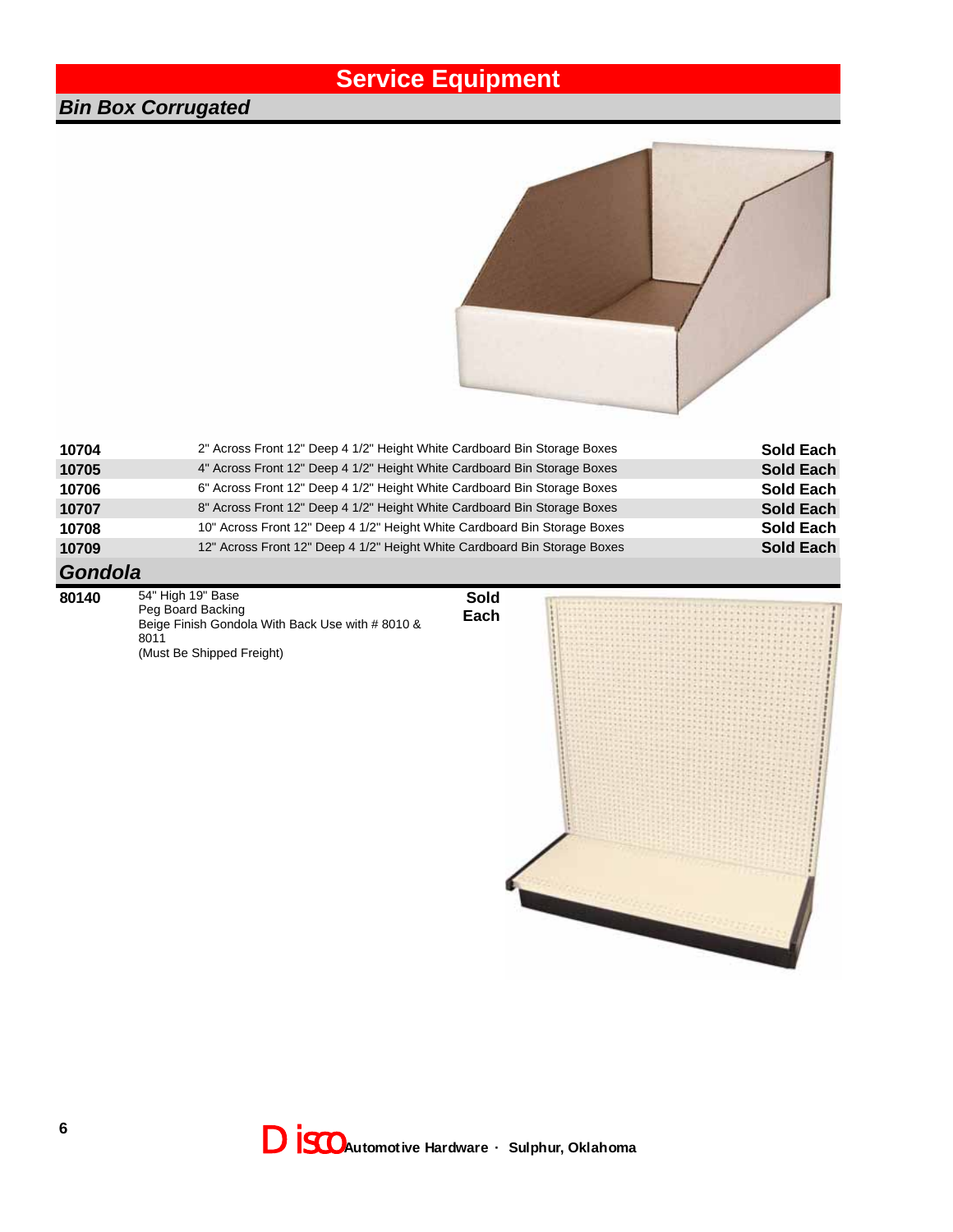# Service Equipment

## Bin Box Corrugated

| | | |
|---|---|---|
| 10704 | 2" Across Front 12" Deep 4 1/2" Height White Cardboard Bin Storage Boxes | Sold Each |
| 10705 | 4" Across Front 12" Deep 4 1/2" Height White Cardboard Bin Storage Boxes | Sold Each |
| 10706 | 6" Across Front 12" Deep 4 1/2" Height White Cardboard Bin Storage Boxes | Sold Each |
| 10707 | 8" Across Front 12" Deep 4 1/2" Height White Cardboard Bin Storage Boxes | Sold Each |
| 10708 | 10" Across Front 12" Deep 4 1/2" Height White Cardboard Bin Storage Boxes | Sold Each |
| 10709 | 12" Across Front 12" Deep 4 1/2" Height White Cardboard Bin Storage Boxes | Sold Each |

## Gondola

| | | |
|---|---|---|
| 80140 | 54" High 19" Base<br>Peg Board Backing<br>Beige Finish Gondola With Back Use with # 8010 & 8011<br>(Must Be Shipped Freight) | Sold Each |

Disco Automotive Hardware · Sulphur, Oklahoma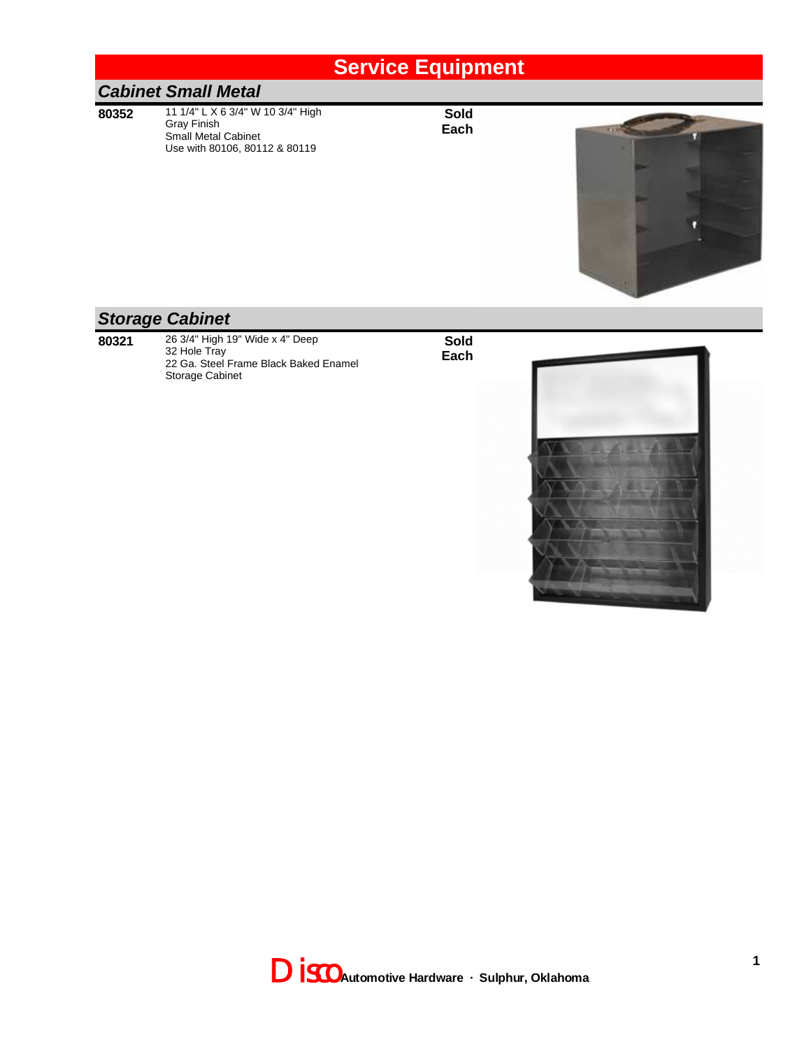# Service Equipment

## *Cabinet Small Metal*

| | | |
|---|---|---|
| **80352** | 11 1/4" L X 6 3/4" W 10 3/4" High<br>Gray Finish<br>Small Metal Cabinet<br>Use with 80106, 80112 & 80119 | **Sold Each** |

## *Storage Cabinet*

| | | |
|---|---|---|
| **80321** | 26 3/4" High 19" Wide x 4" Deep<br>32 Hole Tray<br>22 Ga. Steel Frame Black Baked Enamel<br>Storage Cabinet | **Sold Each** |

Disco Automotive Hardware · Sulphur, Oklahoma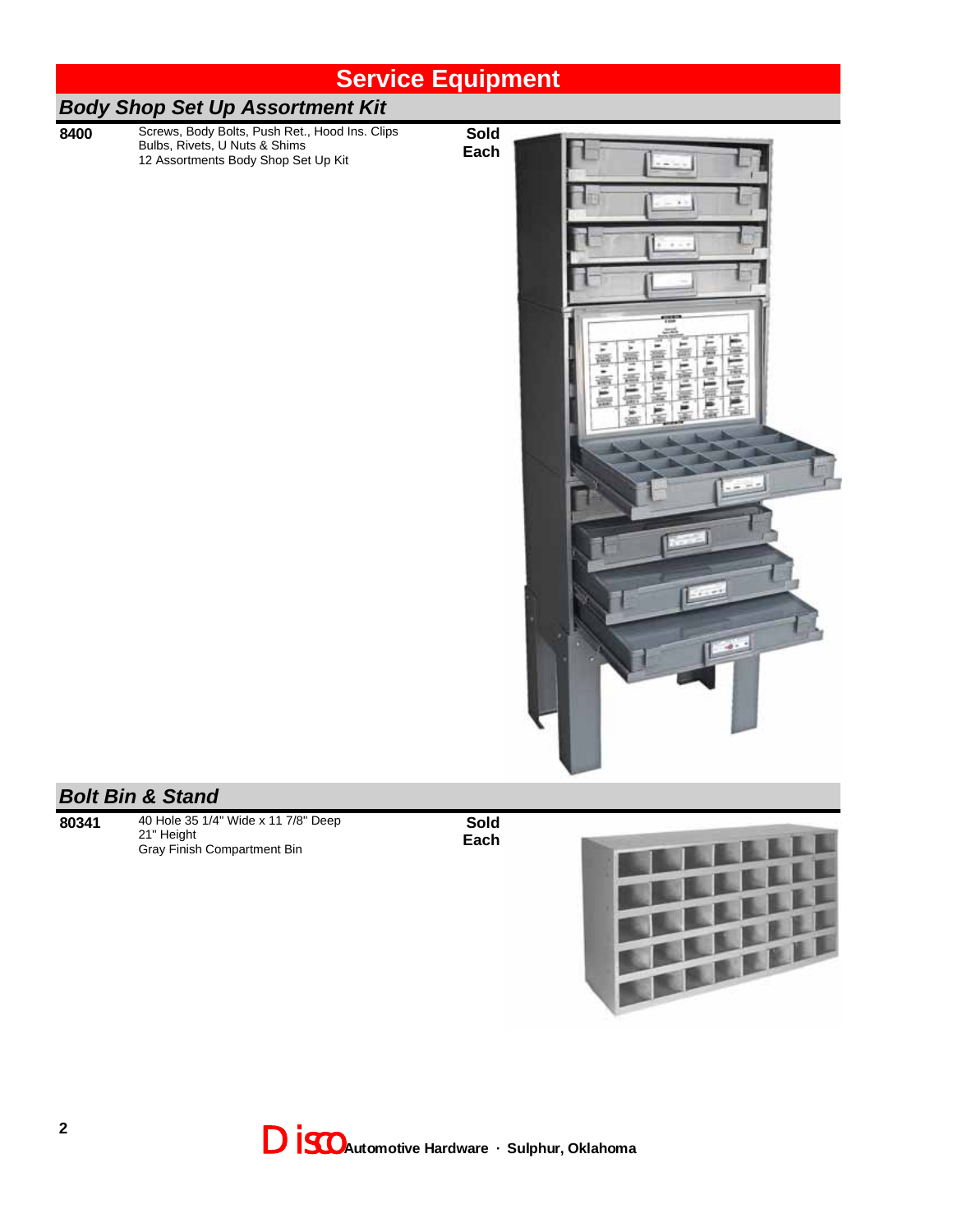# Service Equipment

## Body Shop Set Up Assortment Kit

| | | |
|---|---|---|
| **8400** | Screws, Body Bolts, Push Ret., Hood Ins. Clips<br>Bulbs, Rivets, U Nuts & Shims<br>12 Assortments Body Shop Set Up Kit | **Sold Each** |

## Bolt Bin & Stand

| | | |
|---|---|---|
| **80341** | 40 Hole 35 1/4" Wide x 11 7/8" Deep<br>21" Height<br>Gray Finish Compartment Bin | **Sold Each** |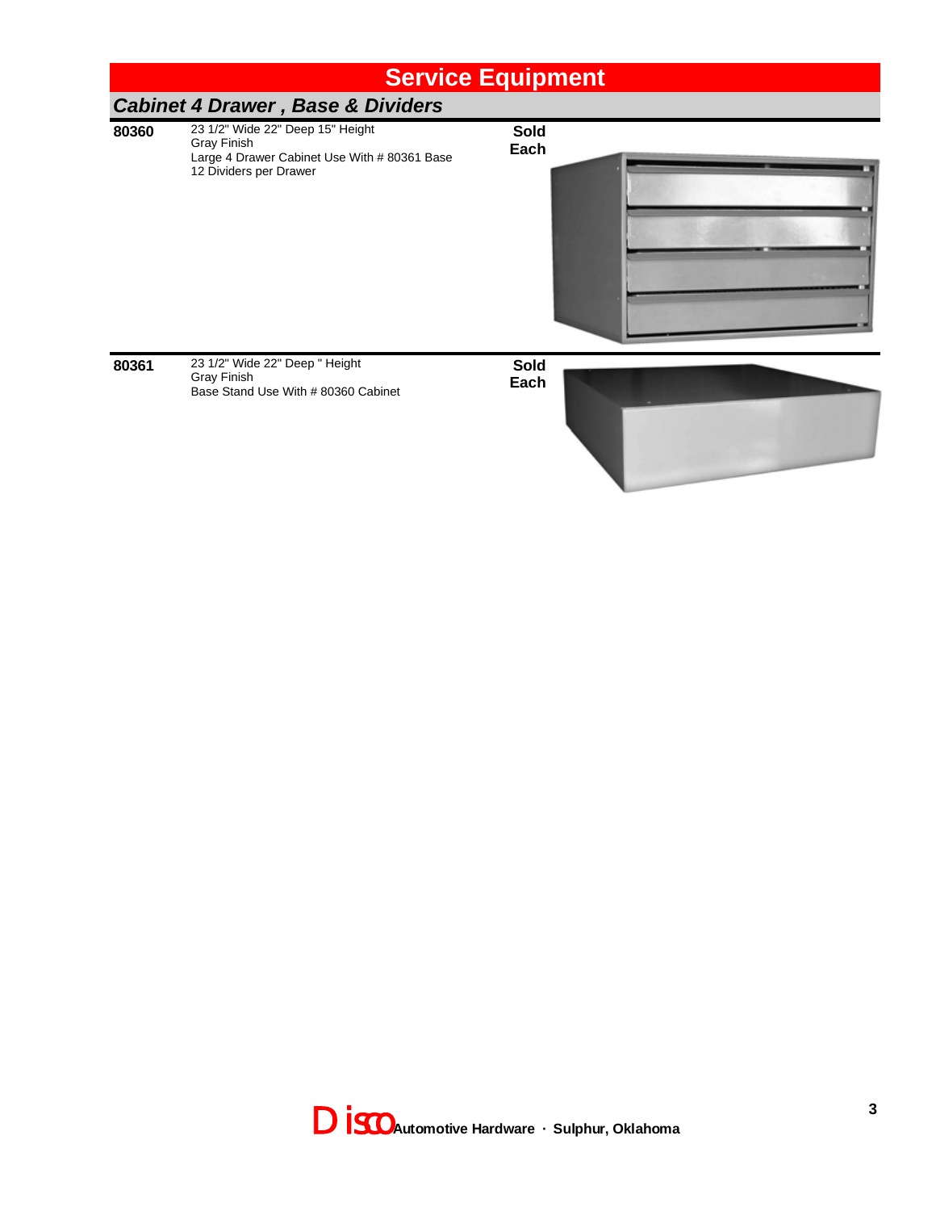# Service Equipment

## *Cabinet 4 Drawer , Base & Dividers*

**80360**

23 1/2" Wide 22" Deep 15" Height
Gray Finish
Large 4 Drawer Cabinet Use With # 80361 Base
12 Dividers per Drawer

**Sold Each**

**80361**

23 1/2" Wide 22" Deep " Height
Gray Finish
Base Stand Use With # 80360 Cabinet

**Sold Each**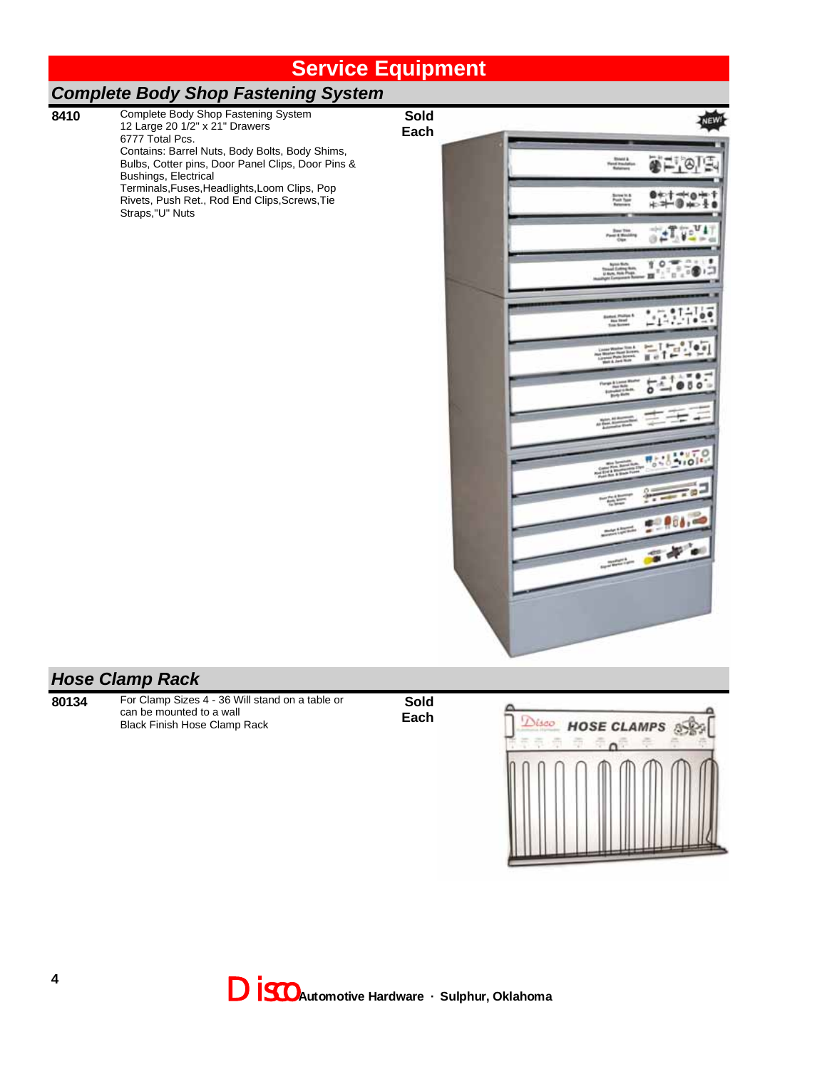# Service Equipment

## Complete Body Shop Fastening System

**8410** Complete Body Shop Fastening System
12 Large 20 1/2" x 21" Drawers
6777 Total Pcs.
Contains: Barrel Nuts, Body Bolts, Body Shims, Bulbs, Cotter pins, Door Panel Clips, Door Pins & Bushings, Electrical Terminals,Fuses,Headlights,Loom Clips, Pop Rivets, Push Ret., Rod End Clips,Screws,Tie Straps,"U" Nuts

**Sold Each**

## Hose Clamp Rack

**80134** For Clamp Sizes 4 - 36 Will stand on a table or can be mounted to a wall
Black Finish Hose Clamp Rack

**Sold Each**

Disco Automotive Hardware · Sulphur, Oklahoma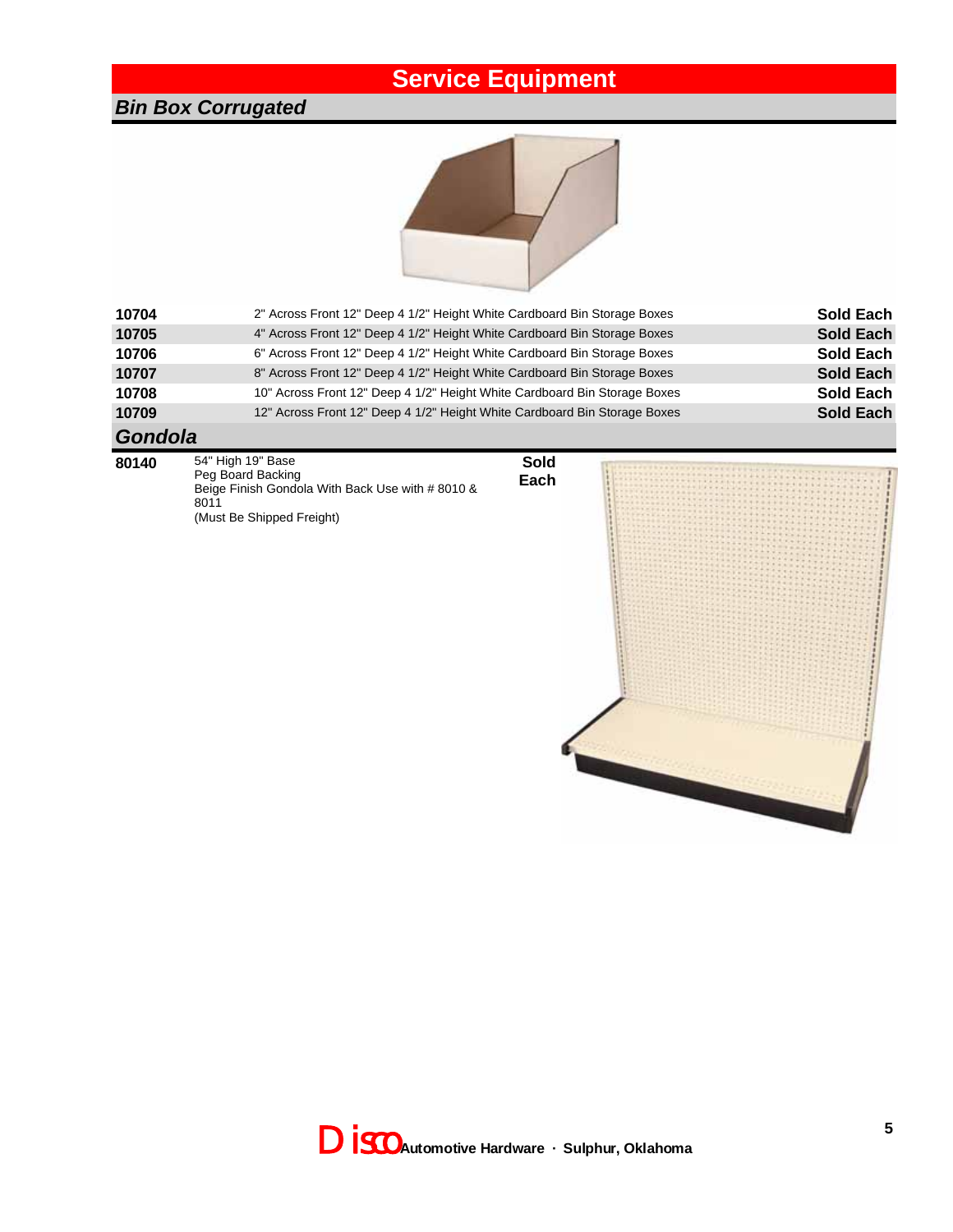# Service Equipment

## *Bin Box Corrugated*

| | | |
|---|---|---|
| **10704** | 2" Across Front 12" Deep 4 1/2" Height White Cardboard Bin Storage Boxes | **Sold Each** |
| **10705** | 4" Across Front 12" Deep 4 1/2" Height White Cardboard Bin Storage Boxes | **Sold Each** |
| **10706** | 6" Across Front 12" Deep 4 1/2" Height White Cardboard Bin Storage Boxes | **Sold Each** |
| **10707** | 8" Across Front 12" Deep 4 1/2" Height White Cardboard Bin Storage Boxes | **Sold Each** |
| **10708** | 10" Across Front 12" Deep 4 1/2" Height White Cardboard Bin Storage Boxes | **Sold Each** |
| **10709** | 12" Across Front 12" Deep 4 1/2" Height White Cardboard Bin Storage Boxes | **Sold Each** |

## *Gondola*

**80140**

54" High 19" Base
Peg Board Backing
Beige Finish Gondola With Back Use with # 8010 & 8011
(Must Be Shipped Freight)

**Sold Each**

Disco Automotive Hardware · Sulphur, Oklahoma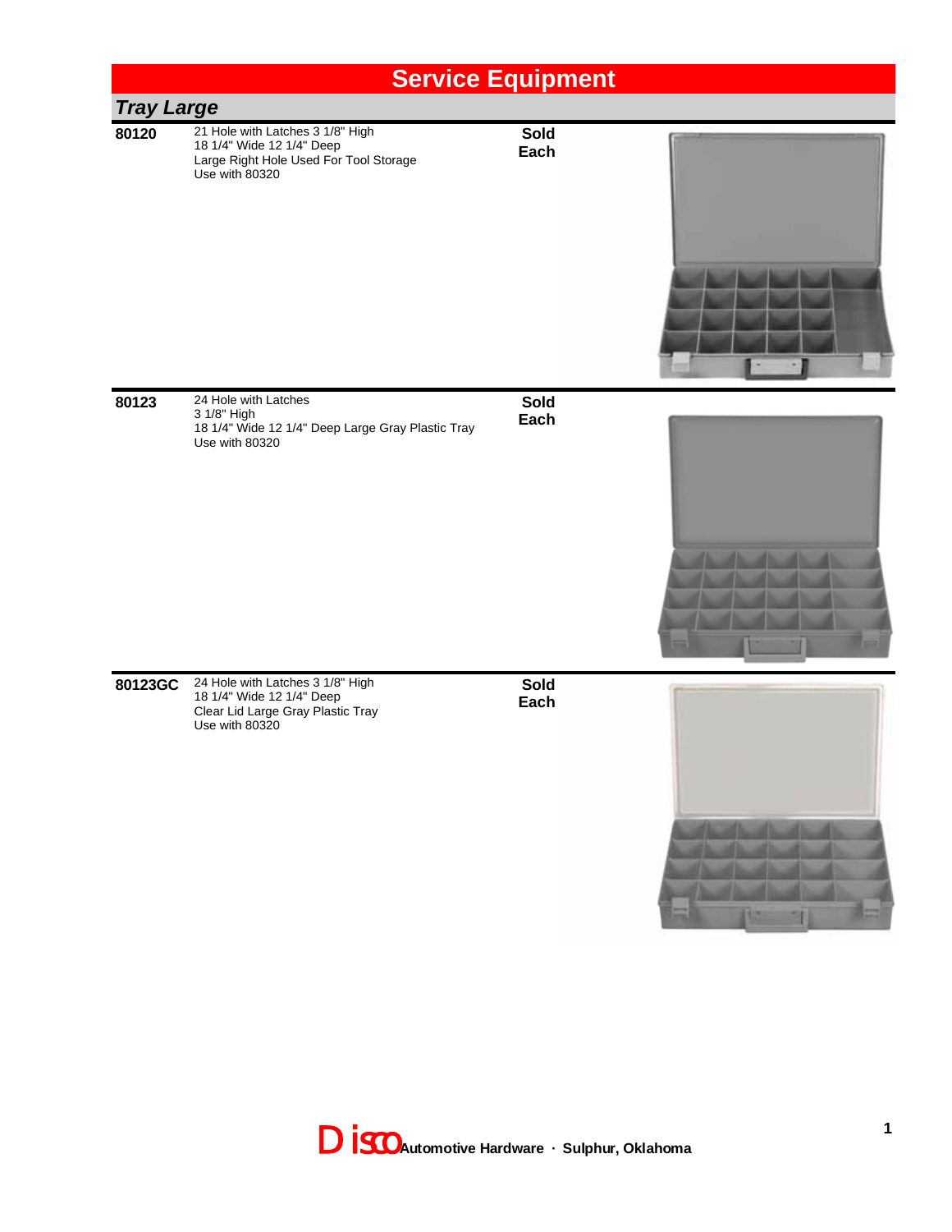# Service Equipment

## Tray Large

| Part # | Description | Sold |
|---|---|---|
| **80120** | 21 Hole with Latches 3 1/8" High<br>18 1/4" Wide 12 1/4" Deep<br>Large Right Hole Used For Tool Storage<br>Use with 80320 | **Sold Each** |
| **80123** | 24 Hole with Latches<br>3 1/8" High<br>18 1/4" Wide 12 1/4" Deep Large Gray Plastic Tray<br>Use with 80320 | **Sold Each** |
| **80123GC** | 24 Hole with Latches 3 1/8" High<br>18 1/4" Wide 12 1/4" Deep<br>Clear Lid Large Gray Plastic Tray<br>Use with 80320 | **Sold Each** |

Disco Automotive Hardware · Sulphur, Oklahoma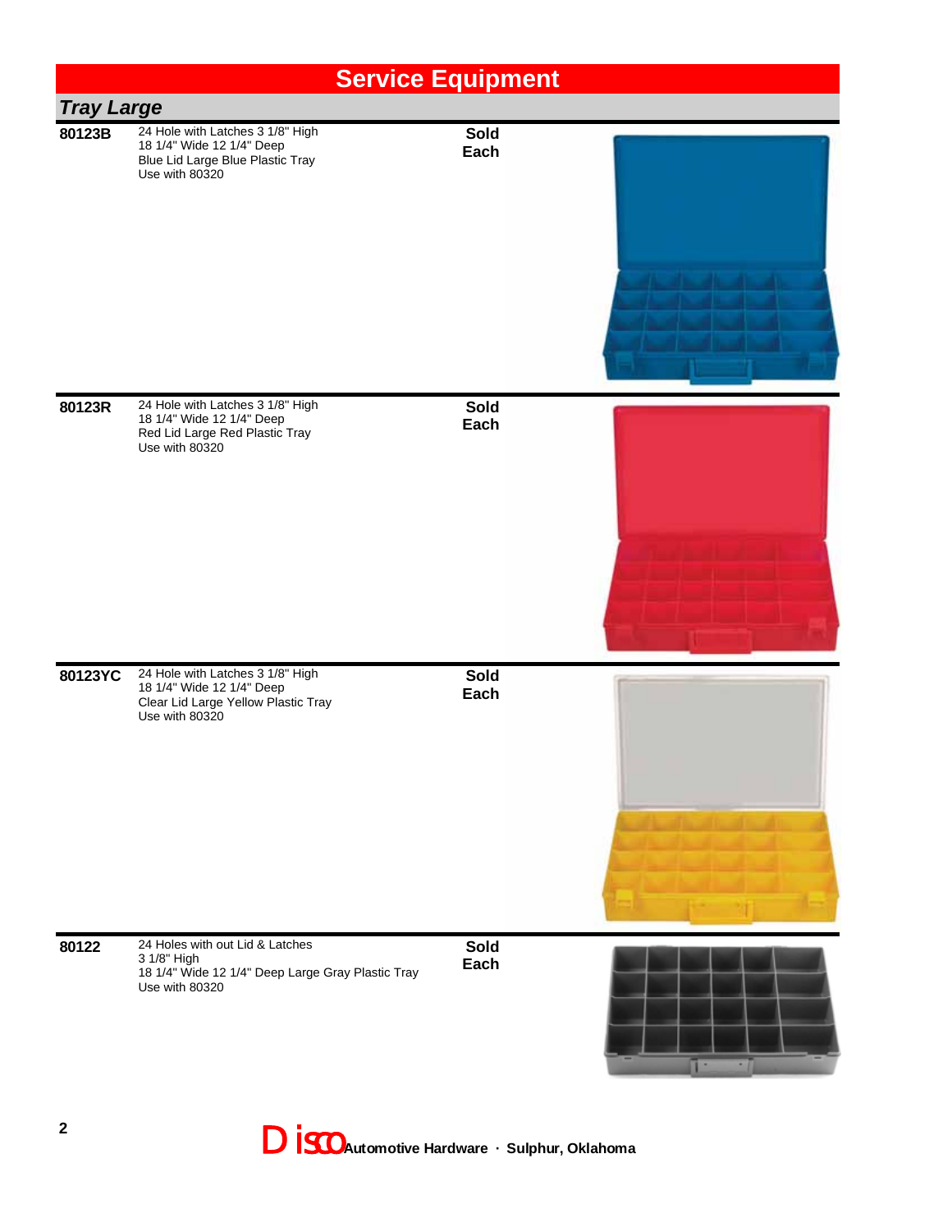# Service Equipment

## *Tray Large*

| Part # | Description | Sold |
|---|---|---|
| **80123B** | 24 Hole with Latches 3 1/8" High<br>18 1/4" Wide 12 1/4" Deep<br>Blue Lid Large Blue Plastic Tray<br>Use with 80320 | **Sold Each** |
| **80123R** | 24 Hole with Latches 3 1/8" High<br>18 1/4" Wide 12 1/4" Deep<br>Red Lid Large Red Plastic Tray<br>Use with 80320 | **Sold Each** |
| **80123YC** | 24 Hole with Latches 3 1/8" High<br>18 1/4" Wide 12 1/4" Deep<br>Clear Lid Large Yellow Plastic Tray<br>Use with 80320 | **Sold Each** |
| **80122** | 24 Holes with out Lid & Latches<br>3 1/8" High<br>18 1/4" Wide 12 1/4" Deep Large Gray Plastic Tray<br>Use with 80320 | **Sold Each** |

Disco **Automotive Hardware · Sulphur, Oklahoma**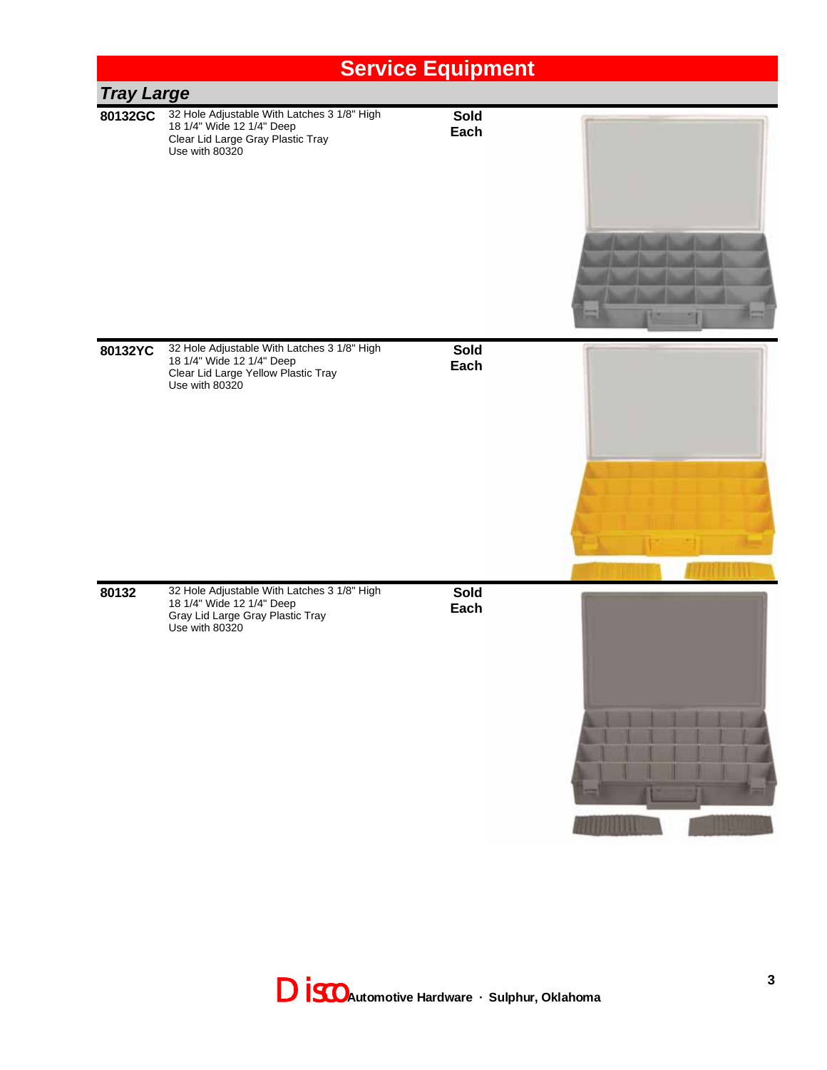# Service Equipment

## Tray Large

| | | |
|---|---|---|
| **80132GC** | 32 Hole Adjustable With Latches 3 1/8" High<br>18 1/4" Wide 12 1/4" Deep<br>Clear Lid Large Gray Plastic Tray<br>Use with 80320 | **Sold Each** |
| **80132YC** | 32 Hole Adjustable With Latches 3 1/8" High<br>18 1/4" Wide 12 1/4" Deep<br>Clear Lid Large Yellow Plastic Tray<br>Use with 80320 | **Sold Each** |
| **80132** | 32 Hole Adjustable With Latches 3 1/8" High<br>18 1/4" Wide 12 1/4" Deep<br>Gray Lid Large Gray Plastic Tray<br>Use with 80320 | **Sold Each** |

Disco **Automotive Hardware · Sulphur, Oklahoma**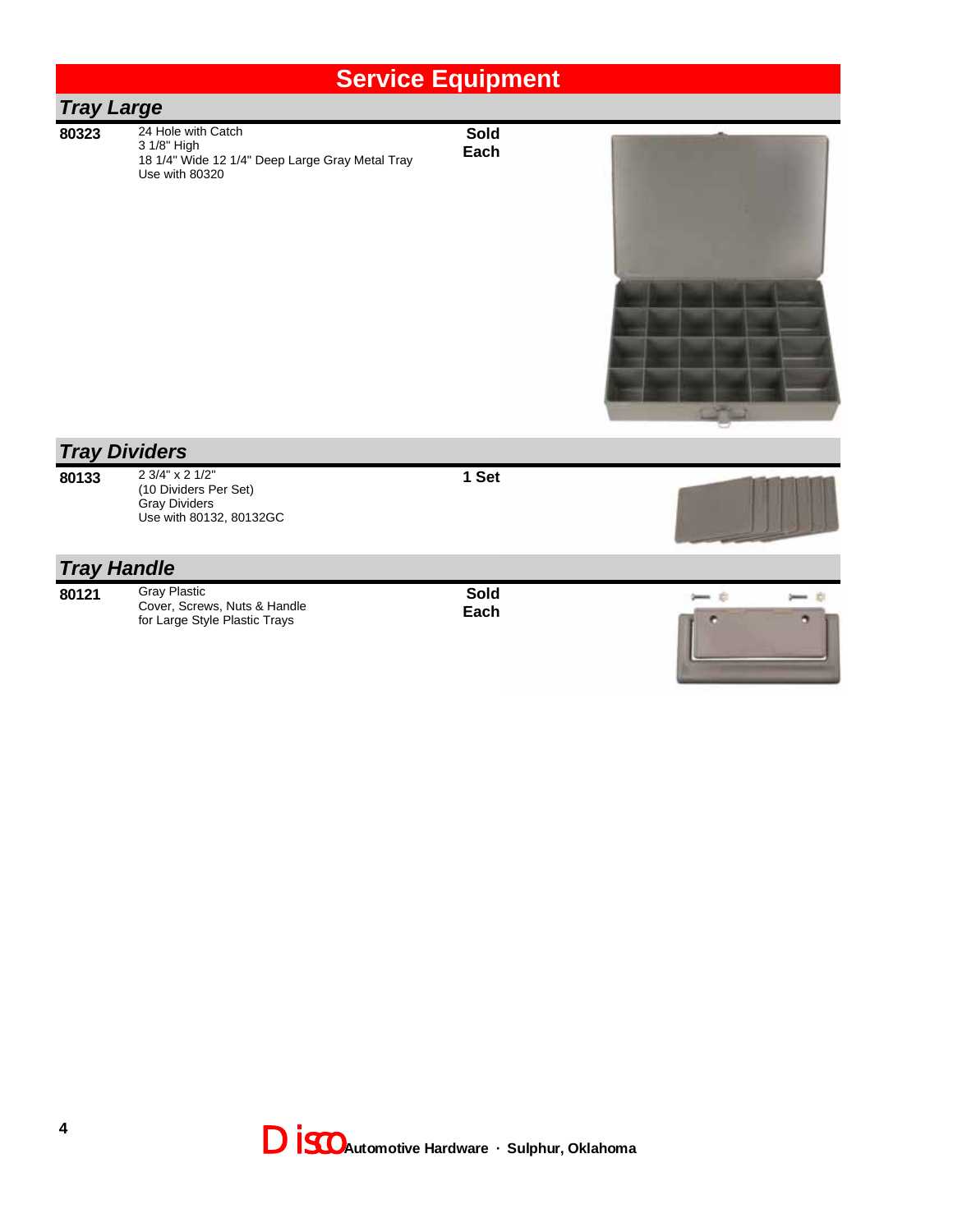# Service Equipment

## Tray Large

| Part # | Description | Sold |
|---|---|---|
| 80323 | 24 Hole with Catch<br>3 1/8" High<br>18 1/4" Wide 12 1/4" Deep Large Gray Metal Tray<br>Use with 80320 | Sold Each |

## Tray Dividers

| Part # | Description | Sold |
|---|---|---|
| 80133 | 2 3/4" x 2 1/2"<br>(10 Dividers Per Set)<br>Gray Dividers<br>Use with 80132, 80132GC | 1 Set |

## Tray Handle

| Part # | Description | Sold |
|---|---|---|
| 80121 | Gray Plastic<br>Cover, Screws, Nuts & Handle<br>for Large Style Plastic Trays | Sold Each |

Disco Automotive Hardware · Sulphur, Oklahoma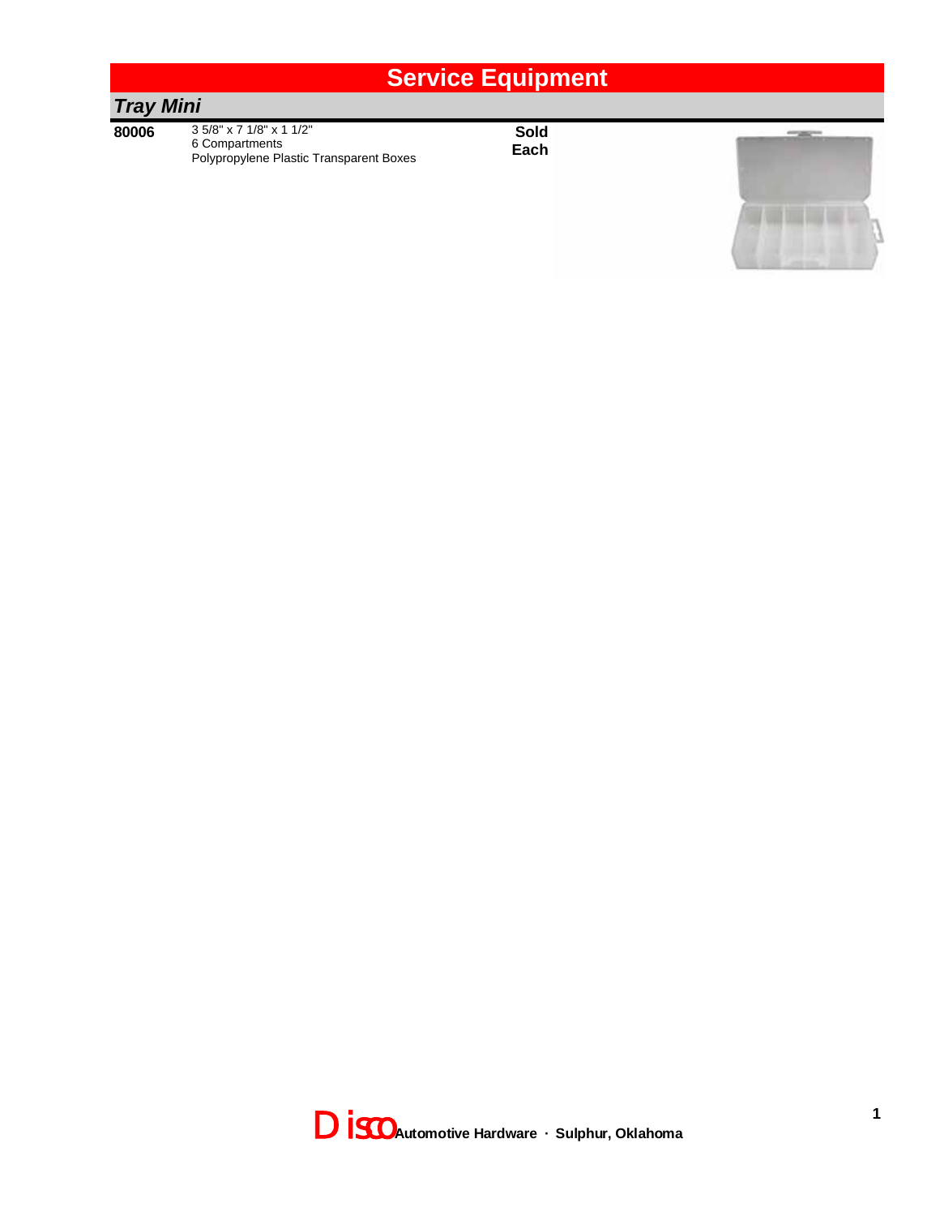# Service Equipment

## *Tray Mini*

| | | |
|---|---|---|
| **80006** | 3 5/8" x 7 1/8" x 1 1/2"<br>6 Compartments<br>Polypropylene Plastic Transparent Boxes | **Sold Each** |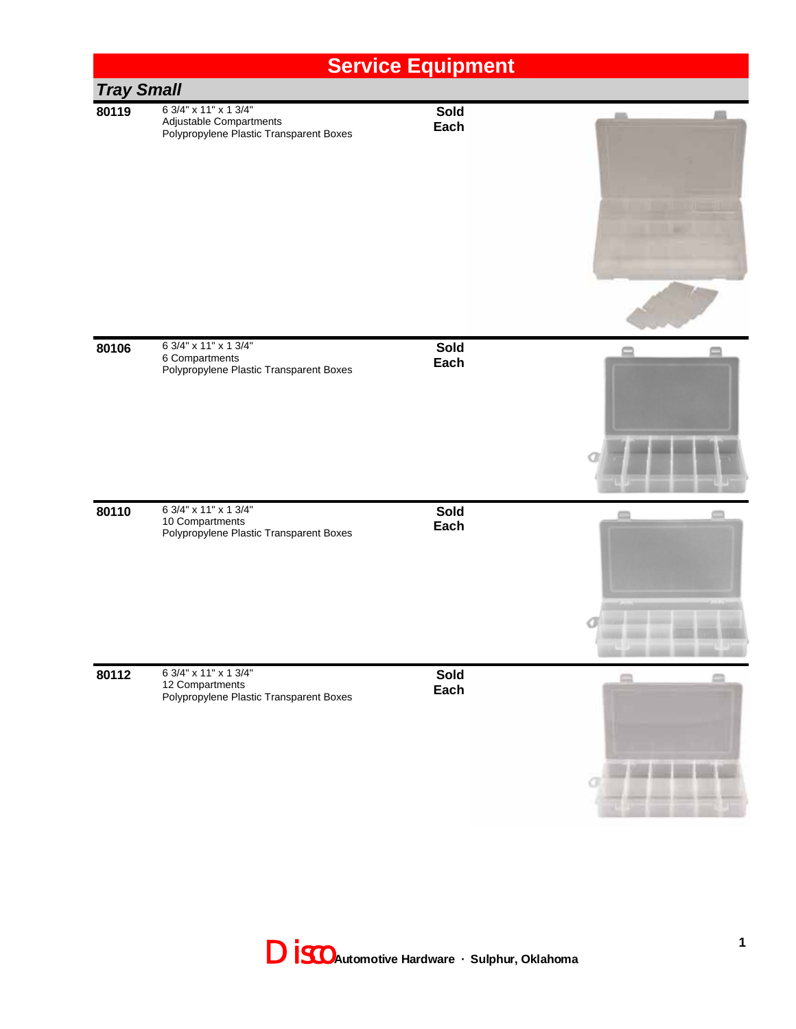# Service Equipment

## *Tray Small*

| Part # | Description | Sold |
|---|---|---|
| **80119** | 6 3/4" x 11" x 1 3/4"<br>Adjustable Compartments<br>Polypropylene Plastic Transparent Boxes | **Sold Each** |
| **80106** | 6 3/4" x 11" x 1 3/4"<br>6 Compartments<br>Polypropylene Plastic Transparent Boxes | **Sold Each** |
| **80110** | 6 3/4" x 11" x 1 3/4"<br>10 Compartments<br>Polypropylene Plastic Transparent Boxes | **Sold Each** |
| **80112** | 6 3/4" x 11" x 1 3/4"<br>12 Compartments<br>Polypropylene Plastic Transparent Boxes | **Sold Each** |

Disco **Automotive Hardware · Sulphur, Oklahoma**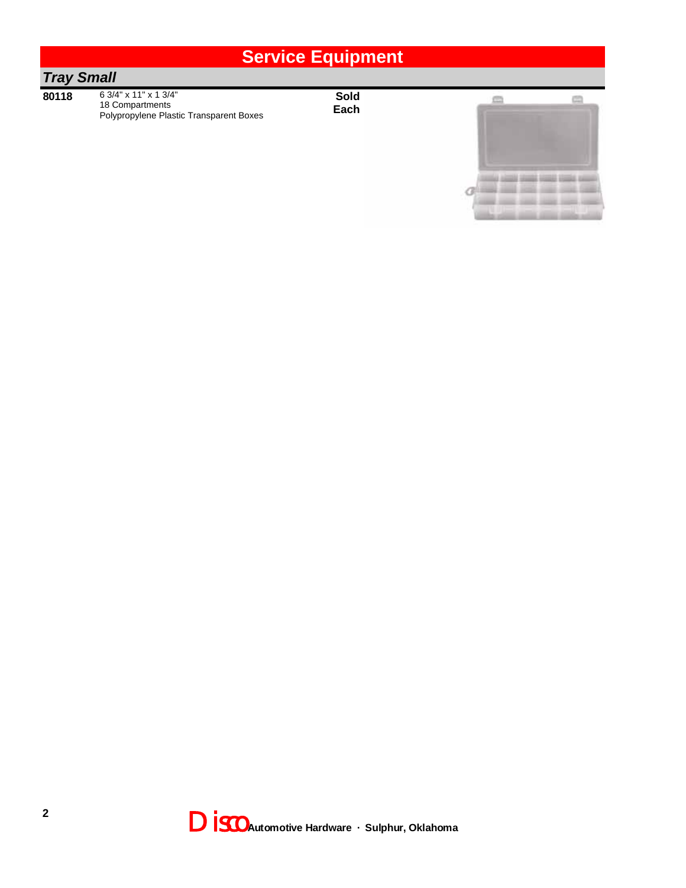# Service Equipment

## *Tray Small*

| | | |
|---|---|---|
| **80118** | 6 3/4" x 11" x 1 3/4"<br>18 Compartments<br>Polypropylene Plastic Transparent Boxes | **Sold Each** |